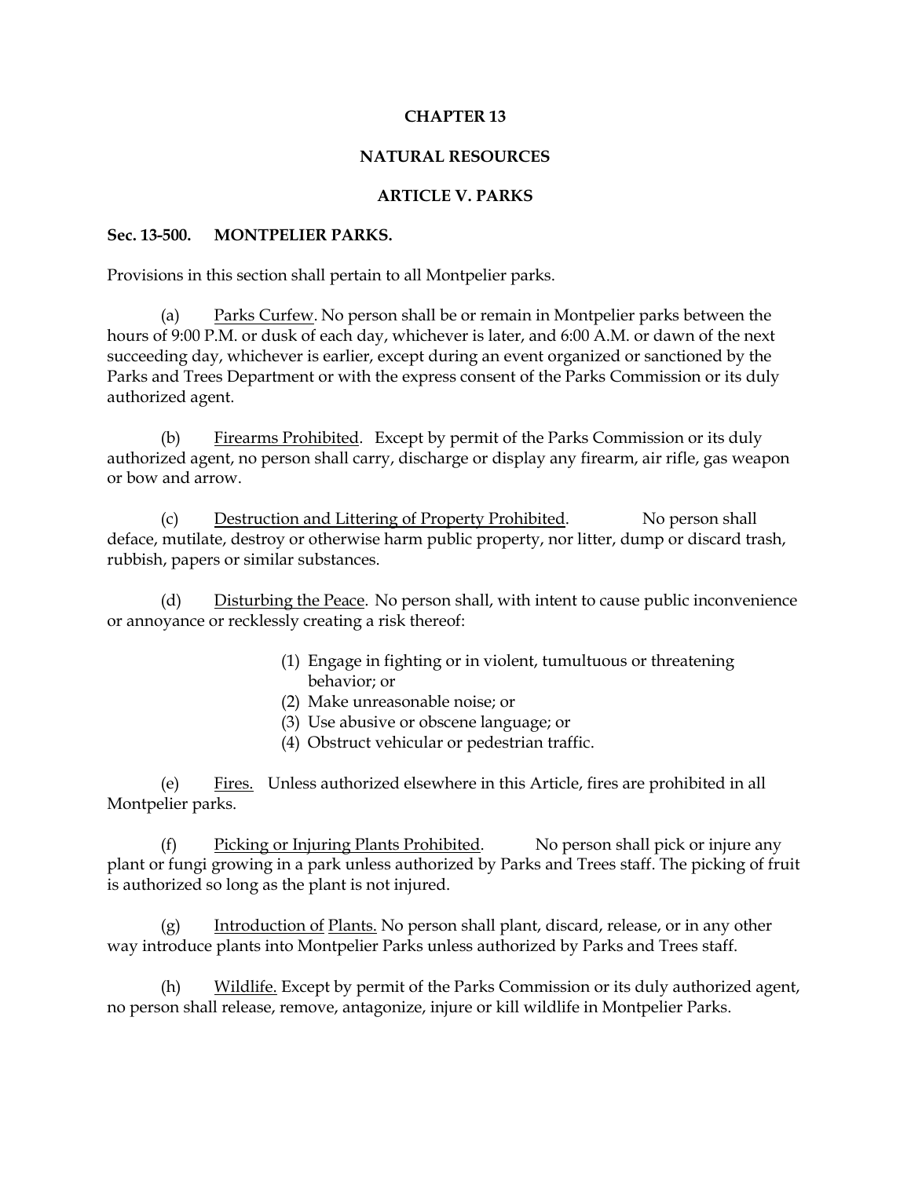# CHAPTER 13

## NATURAL RESOURCES

### ARTICLE V. PARKS

**Sec. 13-500. MONTPELIER PARKS.**

Provisions in this section shall pertain to all Montpelier parks.

(a) Parks Curfew. No person shall be or remain in Montpelier parks between the hours of 9:00 P.M. or dusk of each day, whichever is later, and 6:00 A.M. or dawn of the next succeeding day, whichever is earlier, except during an event organized or sanctioned by the Parks and Trees Department or with the express consent of the Parks Commission or its duly authorized agent.

(b) Firearms Prohibited. Except by permit of the Parks Commission or its duly authorized agent, no person shall carry, discharge or display any firearm, air rifle, gas weapon or bow and arrow.

(c) Destruction and Littering of Property Prohibited. No person shall deface, mutilate, destroy or otherwise harm public property, nor litter, dump or discard trash, rubbish, papers or similar substances.

(d) Disturbing the Peace. No person shall, with intent to cause public inconvenience or annoyance or recklessly creating a risk thereof:

(1) Engage in fighting or in violent, tumultuous or threatening behavior; or
(2) Make unreasonable noise; or
(3) Use abusive or obscene language; or
(4) Obstruct vehicular or pedestrian traffic.

(e) Fires. Unless authorized elsewhere in this Article, fires are prohibited in all Montpelier parks.

(f) Picking or Injuring Plants Prohibited. No person shall pick or injure any plant or fungi growing in a park unless authorized by Parks and Trees staff. The picking of fruit is authorized so long as the plant is not injured.

(g) Introduction of Plants. No person shall plant, discard, release, or in any other way introduce plants into Montpelier Parks unless authorized by Parks and Trees staff.

(h) Wildlife. Except by permit of the Parks Commission or its duly authorized agent, no person shall release, remove, antagonize, injure or kill wildlife in Montpelier Parks.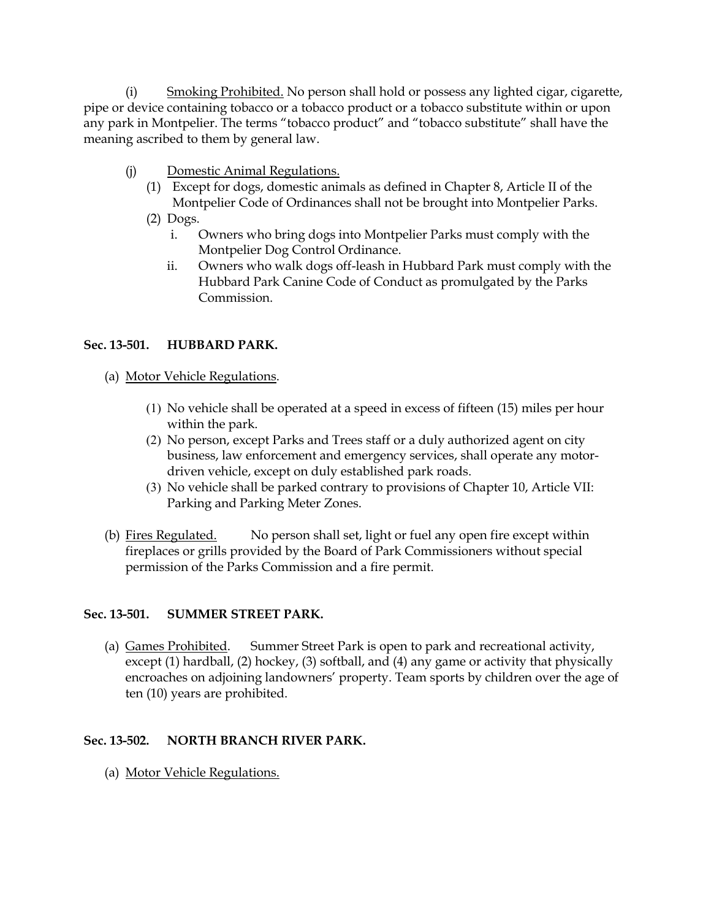(i) Smoking Prohibited. No person shall hold or possess any lighted cigar, cigarette, pipe or device containing tobacco or a tobacco product or a tobacco substitute within or upon any park in Montpelier. The terms "tobacco product" and "tobacco substitute" shall have the meaning ascribed to them by general law.

(j) Domestic Animal Regulations.

(1) Except for dogs, domestic animals as defined in Chapter 8, Article II of the Montpelier Code of Ordinances shall not be brought into Montpelier Parks.

(2) Dogs.

i. Owners who bring dogs into Montpelier Parks must comply with the Montpelier Dog Control Ordinance.

ii. Owners who walk dogs off-leash in Hubbard Park must comply with the Hubbard Park Canine Code of Conduct as promulgated by the Parks Commission.

**Sec. 13-501. HUBBARD PARK.**

(a) Motor Vehicle Regulations.

(1) No vehicle shall be operated at a speed in excess of fifteen (15) miles per hour within the park.

(2) No person, except Parks and Trees staff or a duly authorized agent on city business, law enforcement and emergency services, shall operate any motor-driven vehicle, except on duly established park roads.

(3) No vehicle shall be parked contrary to provisions of Chapter 10, Article VII: Parking and Parking Meter Zones.

(b) Fires Regulated. No person shall set, light or fuel any open fire except within fireplaces or grills provided by the Board of Park Commissioners without special permission of the Parks Commission and a fire permit.

**Sec. 13-501. SUMMER STREET PARK.**

(a) Games Prohibited. Summer Street Park is open to park and recreational activity, except (1) hardball, (2) hockey, (3) softball, and (4) any game or activity that physically encroaches on adjoining landowners' property. Team sports by children over the age of ten (10) years are prohibited.

**Sec. 13-502. NORTH BRANCH RIVER PARK.**

(a) Motor Vehicle Regulations.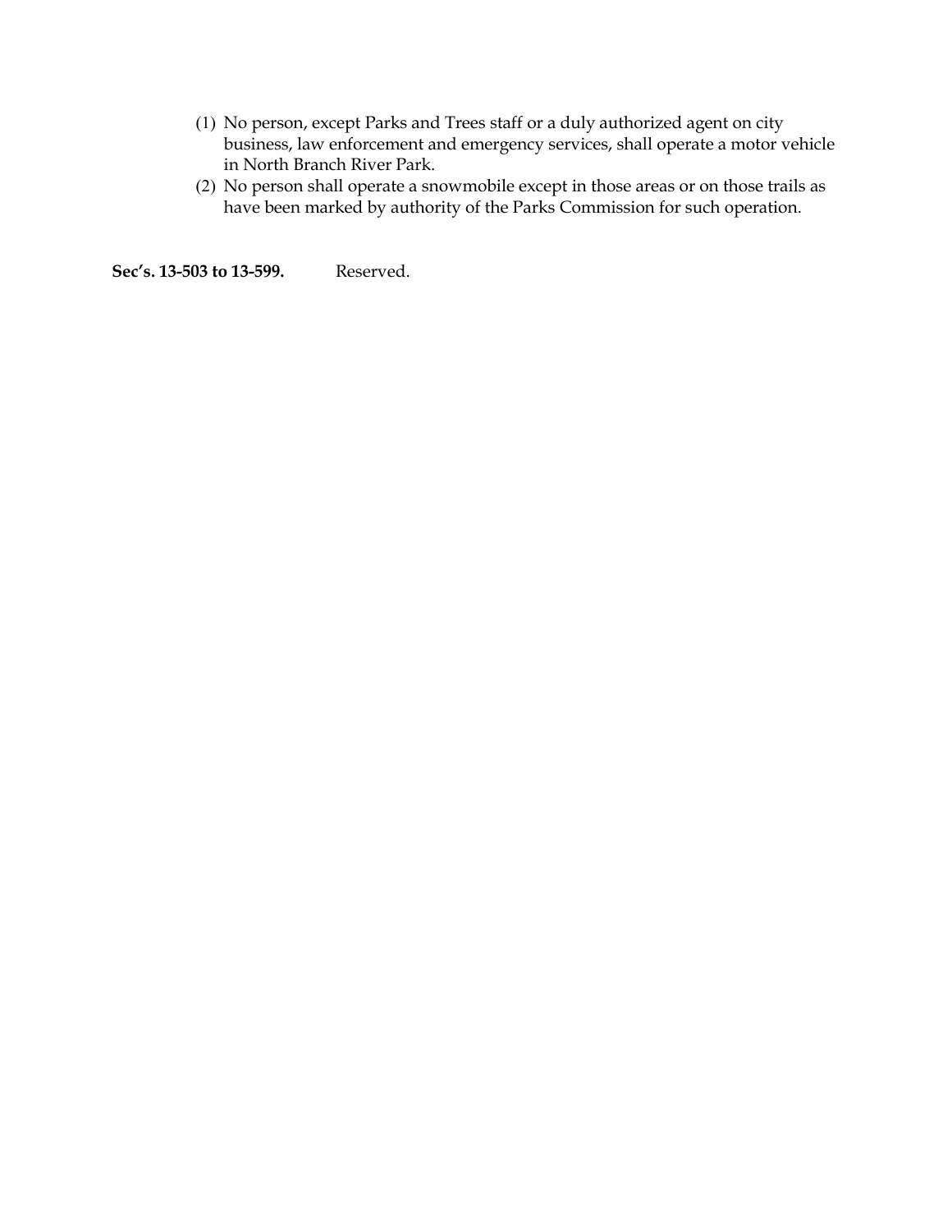(1) No person, except Parks and Trees staff or a duly authorized agent on city business, law enforcement and emergency services, shall operate a motor vehicle in North Branch River Park.

(2) No person shall operate a snowmobile except in those areas or on those trails as have been marked by authority of the Parks Commission for such operation.

**Sec's. 13-503 to 13-599.** Reserved.